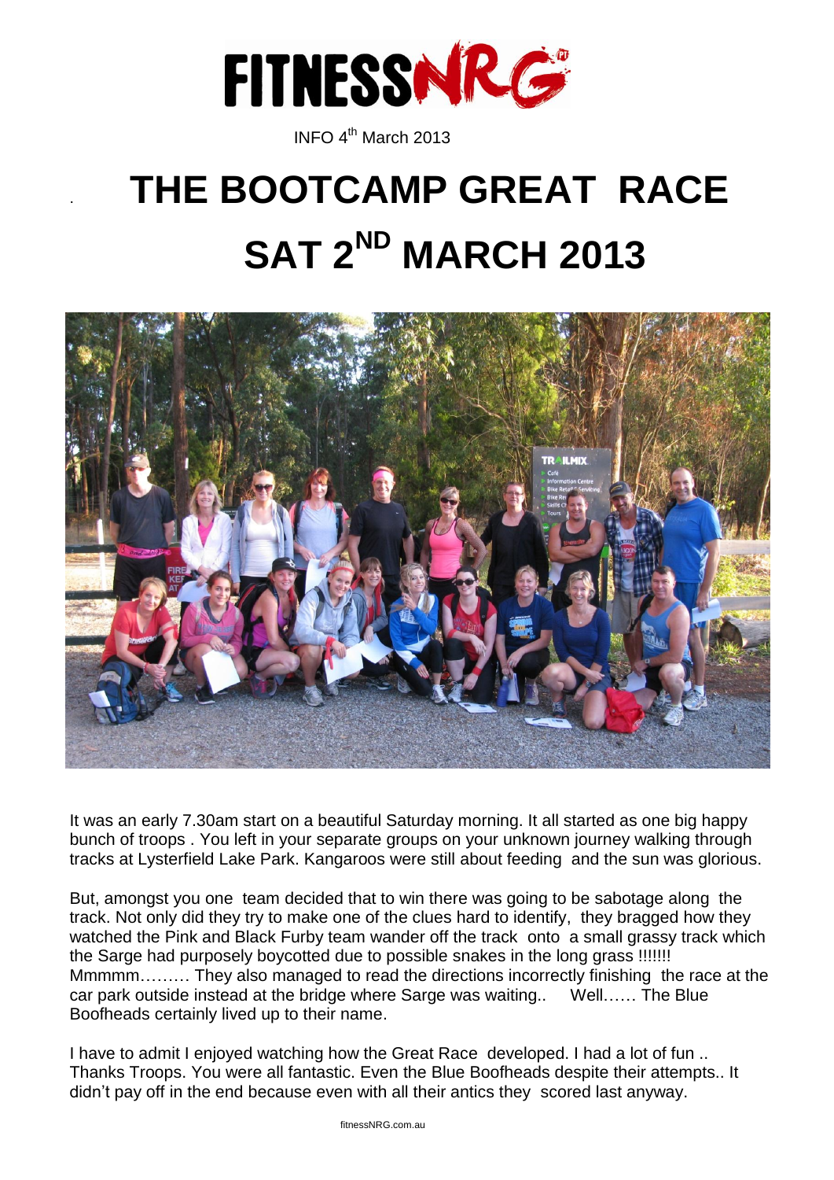FITNESSNRG

INFO 4th March 2013

# THE BOOTCAMP GREAT RACE SAT 2ND MARCH 2013

It was an early 7.30am start on a beautiful Saturday morning. It all started as one big happy bunch of troops . You left in your separate groups on your unknown journey walking through tracks at Lysterfield Lake Park. Kangaroos were still about feeding and the sun was glorious.

But, amongst you one team decided that to win there was going to be sabotage along the track. Not only did they try to make one of the clues hard to identify, they bragged how they watched the Pink and Black Furby team wander off the track onto a small grassy track which the Sarge had purposely boycotted due to possible snakes in the long grass !!!!!!! Mmmmm……… They also managed to read the directions incorrectly finishing the race at the car park outside instead at the bridge where Sarge was waiting.. Well…… The Blue Boofheads certainly lived up to their name.

I have to admit I enjoyed watching how the Great Race developed. I had a lot of fun .. Thanks Troops. You were all fantastic. Even the Blue Boofheads despite their attempts.. It didn't pay off in the end because even with all their antics they scored last anyway.

fitnessNRG.com.au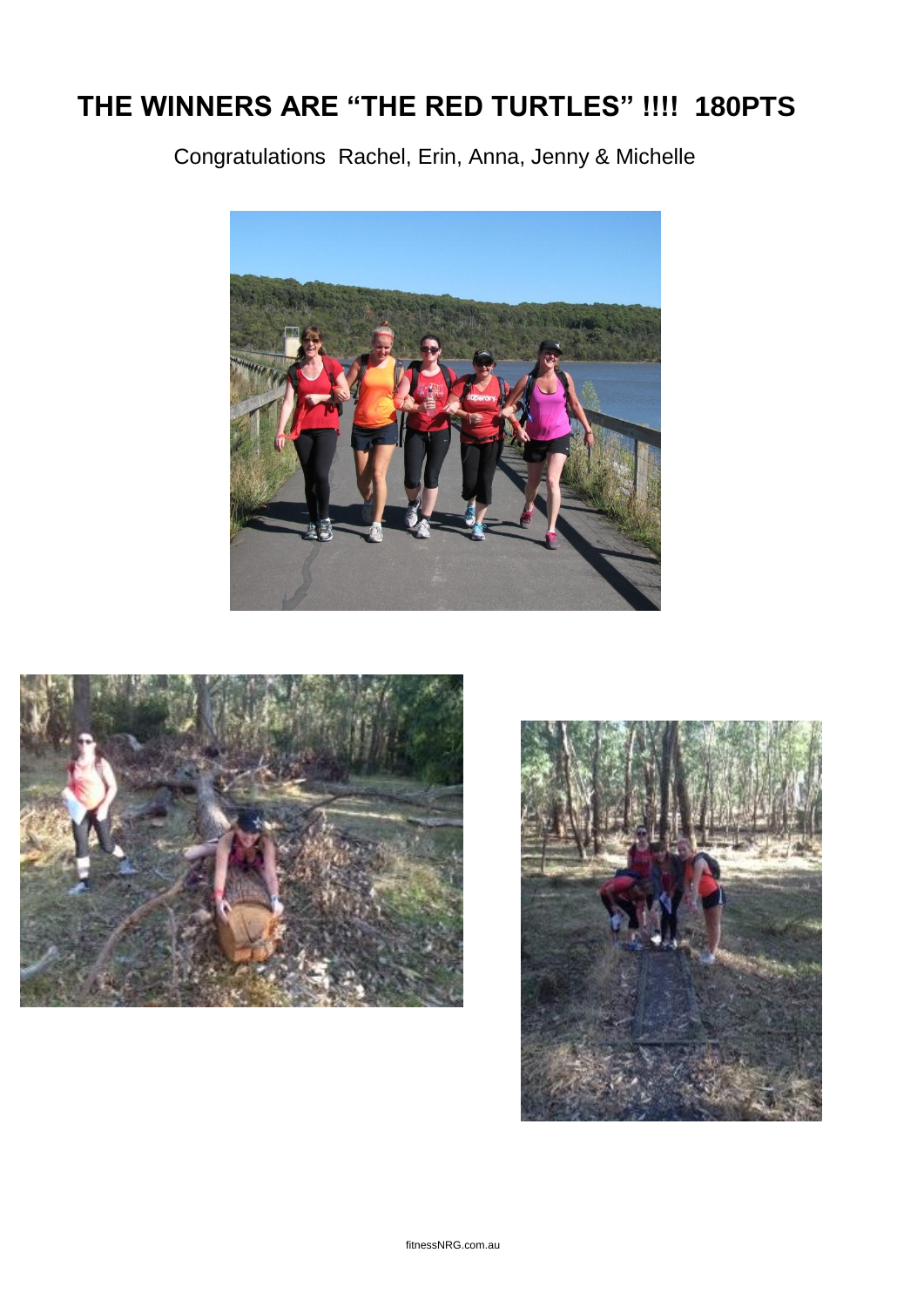# THE WINNERS ARE "THE RED TURTLES" !!!! 180PTS

Congratulations Rachel, Erin, Anna, Jenny & Michelle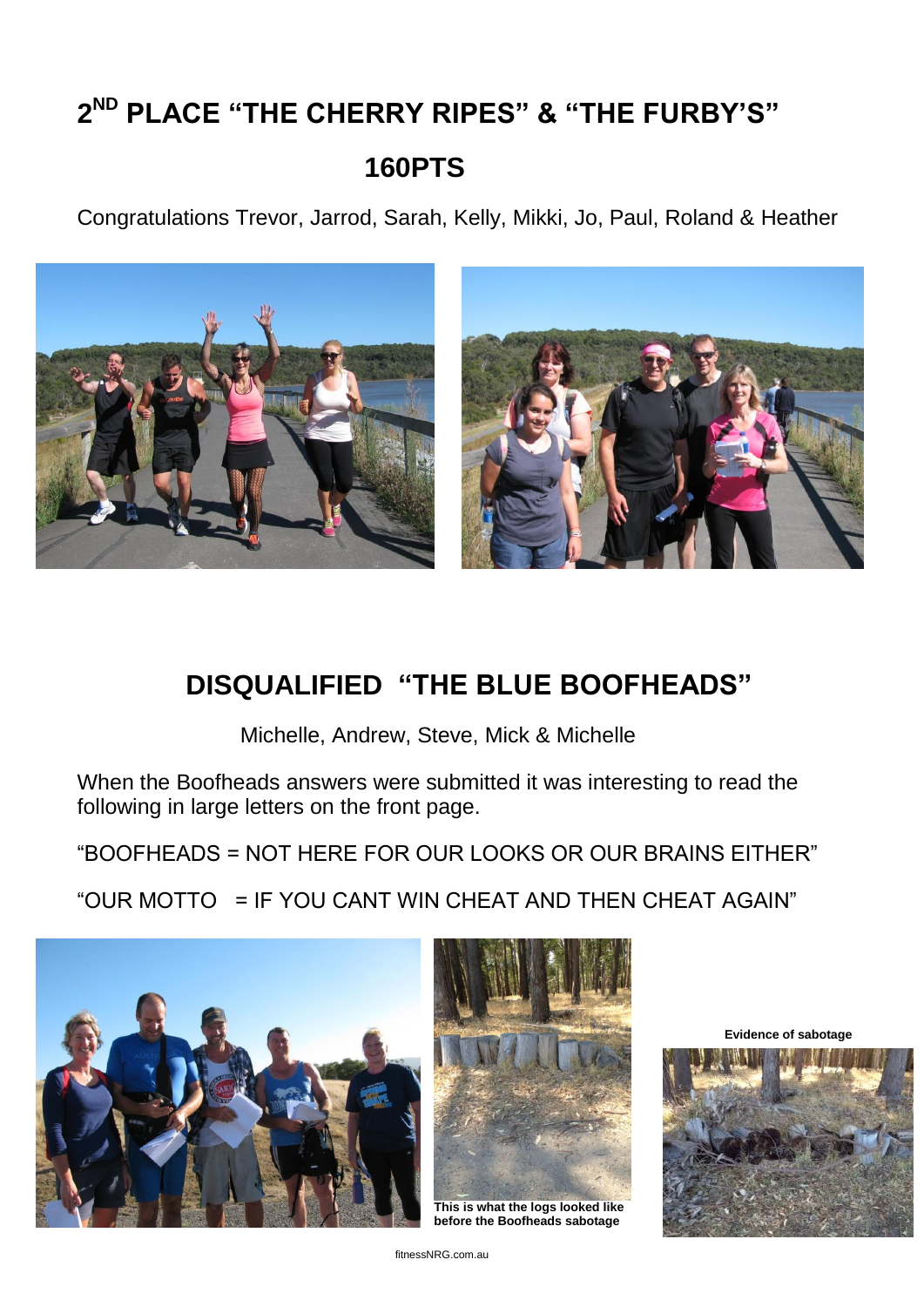# 2ND PLACE "THE CHERRY RIPES" & "THE FURBY'S"

## 160PTS

Congratulations Trevor, Jarrod, Sarah, Kelly, Mikki, Jo, Paul, Roland & Heather

# DISQUALIFIED "THE BLUE BOOFHEADS"

Michelle, Andrew, Steve, Mick & Michelle

When the Boofheads answers were submitted it was interesting to read the following in large letters on the front page.

"BOOFHEADS = NOT HERE FOR OUR LOOKS OR OUR BRAINS EITHER"

"OUR MOTTO = IF YOU CANT WIN CHEAT AND THEN CHEAT AGAIN"

**This is what the logs looked like before the Boofheads sabotage**

**Evidence of sabotage**